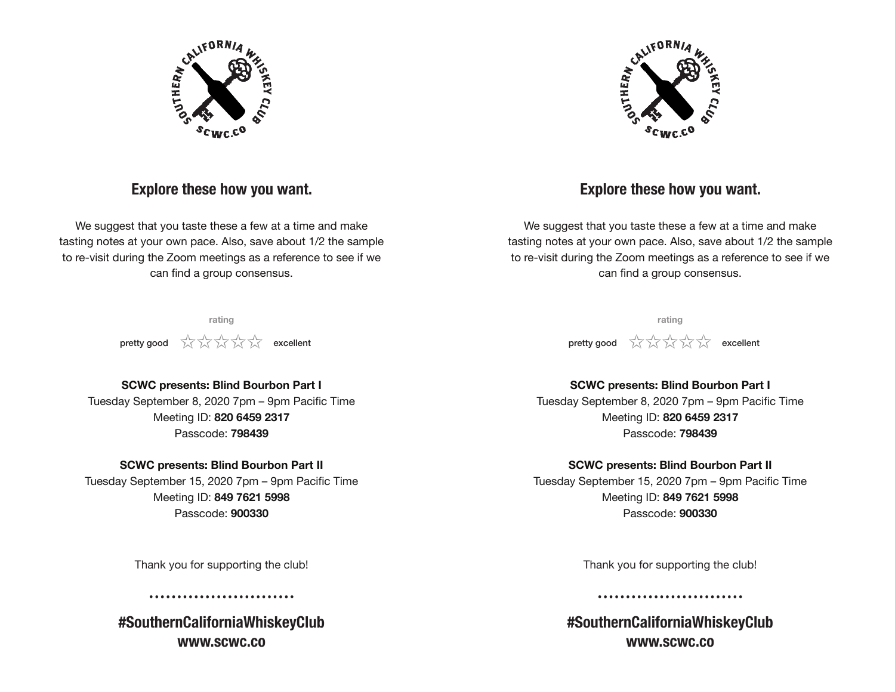## Explore these how you want.

We suggest that you taste these a few at a time and make tasting notes at your own pace. Also, save about 1/2 the sample to re-visit during the Zoom meetings as a reference to see if we can find a group consensus.

rating

pretty good ☆☆☆☆☆ excellent

**SCWC presents: Blind Bourbon Part I**
Tuesday September 8, 2020 7pm – 9pm Pacific Time
Meeting ID: **820 6459 2317**
Passcode: **798439**

**SCWC presents: Blind Bourbon Part II**
Tuesday September 15, 2020 7pm – 9pm Pacific Time
Meeting ID: **849 7621 5998**
Passcode: **900330**

Thank you for supporting the club!

**#SouthernCaliforniaWhiskeyClub**
**www.scwc.co**

## Explore these how you want.

We suggest that you taste these a few at a time and make tasting notes at your own pace. Also, save about 1/2 the sample to re-visit during the Zoom meetings as a reference to see if we can find a group consensus.

rating

pretty good ☆☆☆☆☆ excellent

**SCWC presents: Blind Bourbon Part I**
Tuesday September 8, 2020 7pm – 9pm Pacific Time
Meeting ID: **820 6459 2317**
Passcode: **798439**

**SCWC presents: Blind Bourbon Part II**
Tuesday September 15, 2020 7pm – 9pm Pacific Time
Meeting ID: **849 7621 5998**
Passcode: **900330**

Thank you for supporting the club!

**#SouthernCaliforniaWhiskeyClub**
**www.scwc.co**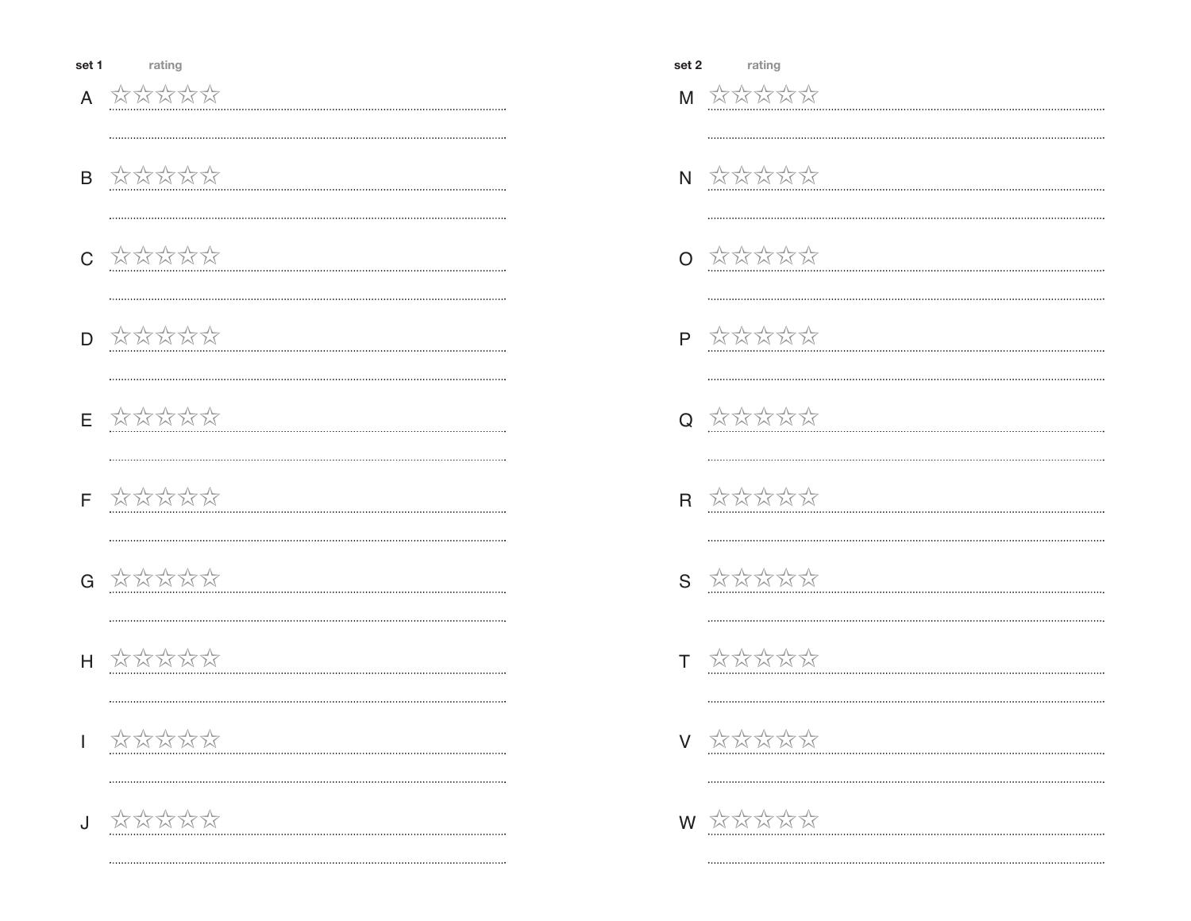**set 1** rating

A ☆☆☆☆☆

B ☆☆☆☆☆

C ☆☆☆☆☆

D ☆☆☆☆☆

E ☆☆☆☆☆

F ☆☆☆☆☆

G ☆☆☆☆☆

H ☆☆☆☆☆

I ☆☆☆☆☆

J ☆☆☆☆☆

**set 2** rating

M ☆☆☆☆☆

N ☆☆☆☆☆

O ☆☆☆☆☆

P ☆☆☆☆☆

Q ☆☆☆☆☆

R ☆☆☆☆☆

S ☆☆☆☆☆

T ☆☆☆☆☆

V ☆☆☆☆☆

W ☆☆☆☆☆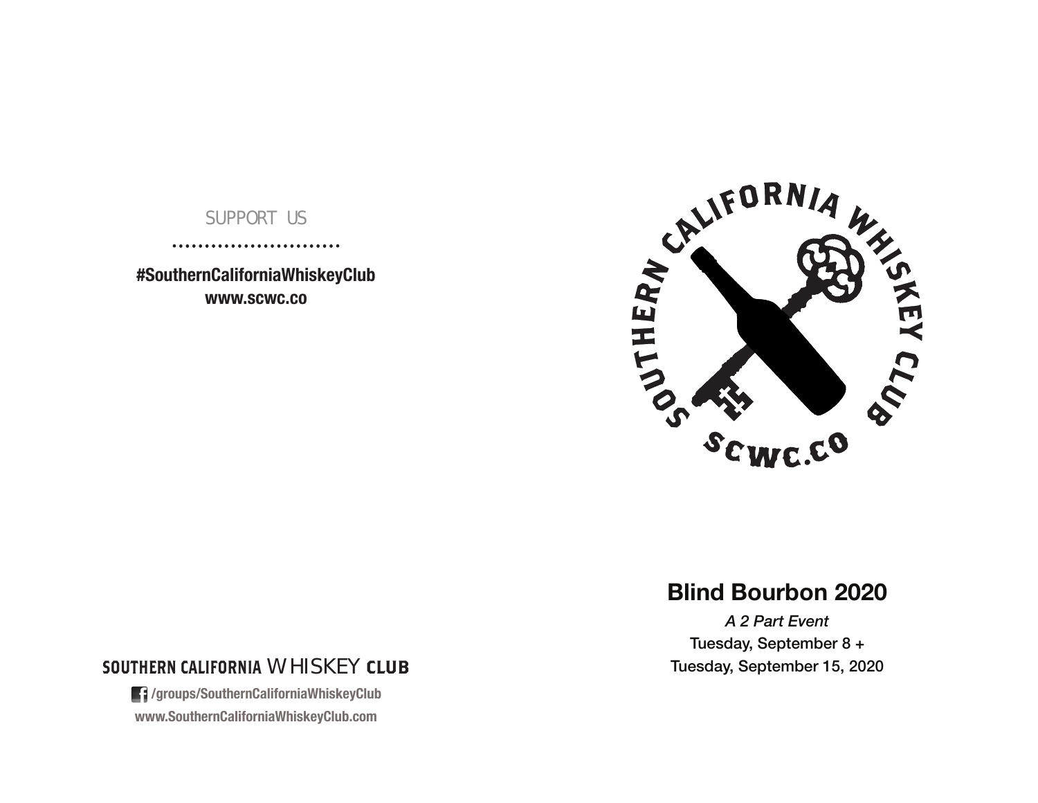SUPPORT US

**#SouthernCaliforniaWhiskeyClub**
**www.scwc.co**

SOUTHERN CALIFORNIA WHISKEY CLUB

**/groups/SouthernCaliforniaWhiskeyClub**
**www.SouthernCaliforniaWhiskeyClub.com**

SOUTHERN CALIFORNIA WHISKEY CLUB

SCWC.CO

## Blind Bourbon 2020

*A 2 Part Event*

Tuesday, September 8 +
Tuesday, September 15, 2020